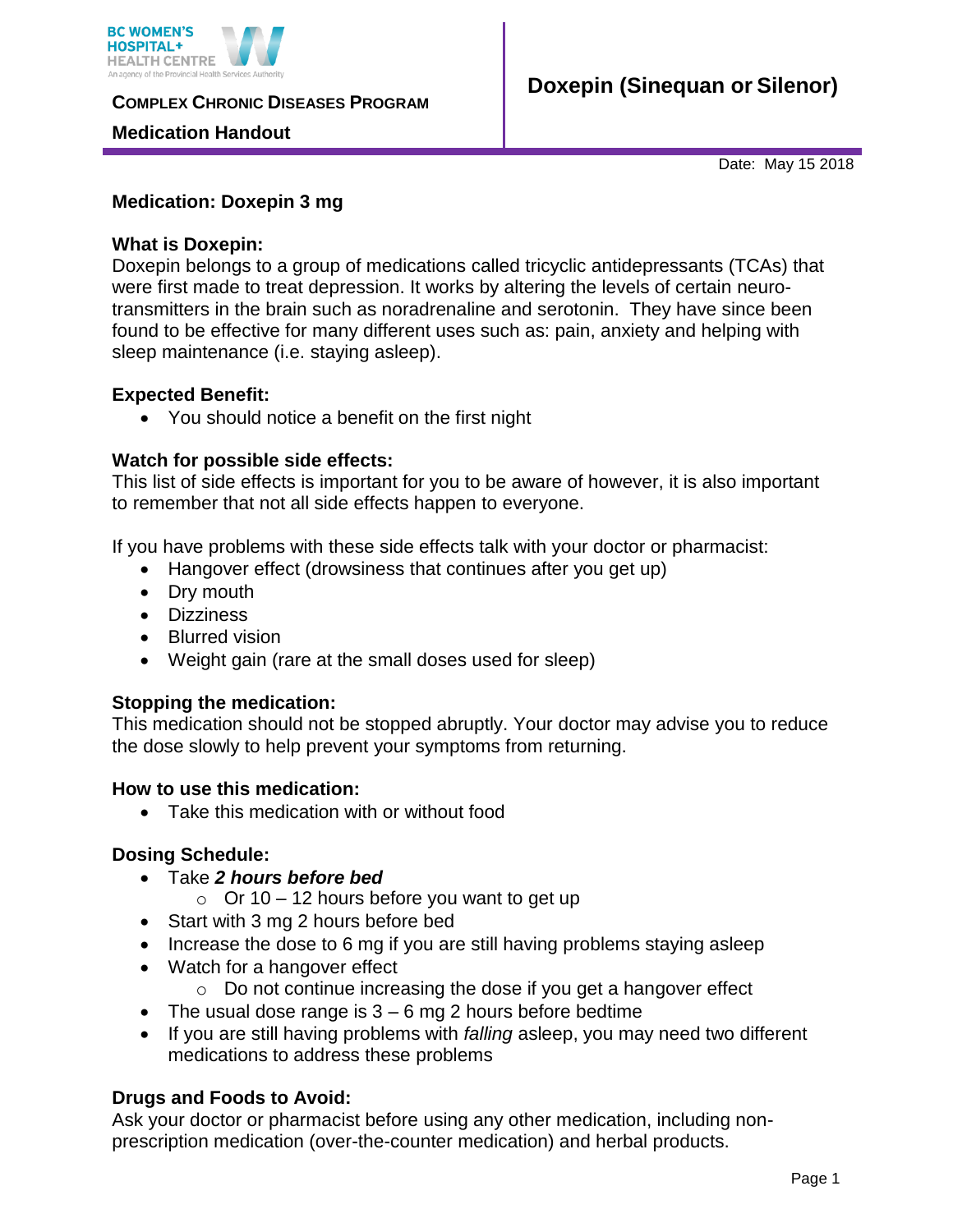BC WOMEN'S HOSPITAL+ HEALTH CENTRE
An agency of the Provincial Health Services Authority

**COMPLEX CHRONIC DISEASES PROGRAM**

**Medication Handout**

# Doxepin (Sinequan or Silenor)

Date: May 15 2018

**Medication: Doxepin 3 mg**

## What is Doxepin:

Doxepin belongs to a group of medications called tricyclic antidepressants (TCAs) that were first made to treat depression. It works by altering the levels of certain neuro-transmitters in the brain such as noradrenaline and serotonin. They have since been found to be effective for many different uses such as: pain, anxiety and helping with sleep maintenance (i.e. staying asleep).

## Expected Benefit:

- You should notice a benefit on the first night

## Watch for possible side effects:

This list of side effects is important for you to be aware of however, it is also important to remember that not all side effects happen to everyone.

If you have problems with these side effects talk with your doctor or pharmacist:

- Hangover effect (drowsiness that continues after you get up)
- Dry mouth
- Dizziness
- Blurred vision
- Weight gain (rare at the small doses used for sleep)

## Stopping the medication:

This medication should not be stopped abruptly. Your doctor may advise you to reduce the dose slowly to help prevent your symptoms from returning.

## How to use this medication:

- Take this medication with or without food

## Dosing Schedule:

- Take ***2 hours before bed***
  - Or 10 – 12 hours before you want to get up
- Start with 3 mg 2 hours before bed
- Increase the dose to 6 mg if you are still having problems staying asleep
- Watch for a hangover effect
  - Do not continue increasing the dose if you get a hangover effect
- The usual dose range is 3 – 6 mg 2 hours before bedtime
- If you are still having problems with *falling* asleep, you may need two different medications to address these problems

## Drugs and Foods to Avoid:

Ask your doctor or pharmacist before using any other medication, including non-prescription medication (over-the-counter medication) and herbal products.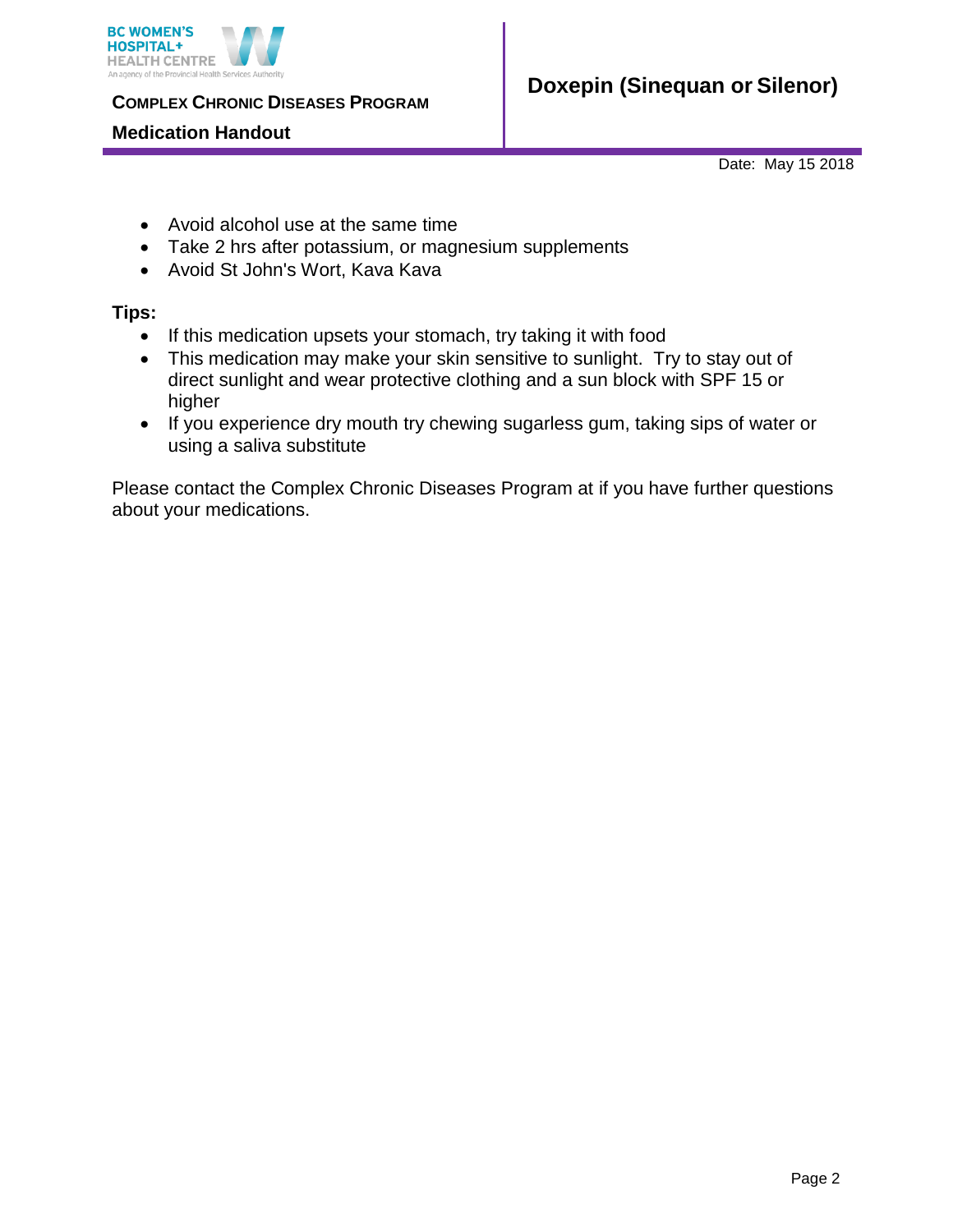- Avoid alcohol use at the same time
- Take 2 hrs after potassium, or magnesium supplements
- Avoid St John's Wort, Kava Kava

**Tips:**

- If this medication upsets your stomach, try taking it with food
- This medication may make your skin sensitive to sunlight. Try to stay out of direct sunlight and wear protective clothing and a sun block with SPF 15 or higher
- If you experience dry mouth try chewing sugarless gum, taking sips of water or using a saliva substitute

Please contact the Complex Chronic Diseases Program at if you have further questions about your medications.